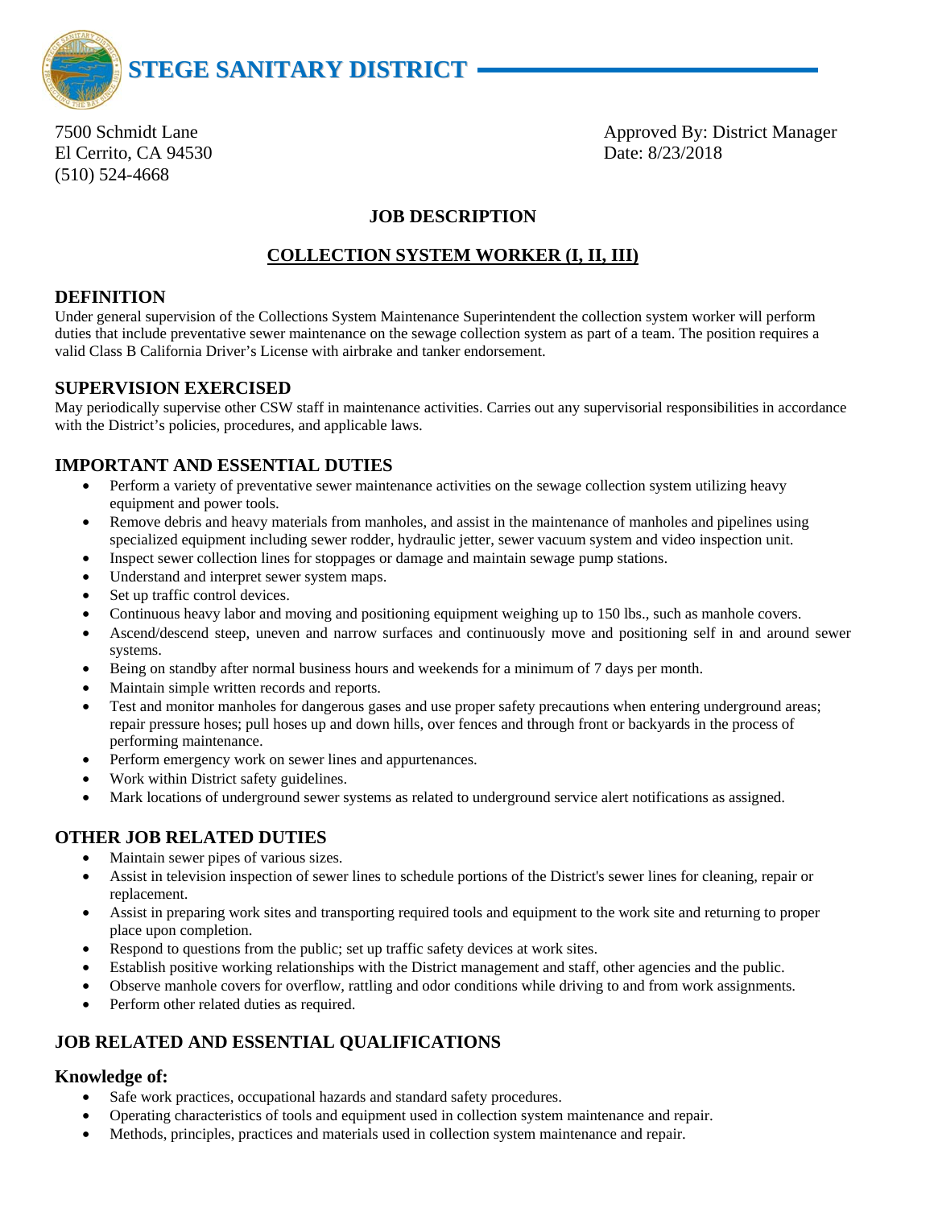# STEGE SANITARY DISTRICT

7500 Schmidt Lane
El Cerrito, CA 94530
(510) 524-4668

Approved By: District Manager
Date: 8/23/2018

**JOB DESCRIPTION**

**COLLECTION SYSTEM WORKER (I, II, III)**

## DEFINITION

Under general supervision of the Collections System Maintenance Superintendent the collection system worker will perform duties that include preventative sewer maintenance on the sewage collection system as part of a team. The position requires a valid Class B California Driver's License with airbrake and tanker endorsement.

## SUPERVISION EXERCISED

May periodically supervise other CSW staff in maintenance activities. Carries out any supervisorial responsibilities in accordance with the District's policies, procedures, and applicable laws.

## IMPORTANT AND ESSENTIAL DUTIES

- Perform a variety of preventative sewer maintenance activities on the sewage collection system utilizing heavy equipment and power tools.
- Remove debris and heavy materials from manholes, and assist in the maintenance of manholes and pipelines using specialized equipment including sewer rodder, hydraulic jetter, sewer vacuum system and video inspection unit.
- Inspect sewer collection lines for stoppages or damage and maintain sewage pump stations.
- Understand and interpret sewer system maps.
- Set up traffic control devices.
- Continuous heavy labor and moving and positioning equipment weighing up to 150 lbs., such as manhole covers.
- Ascend/descend steep, uneven and narrow surfaces and continuously move and positioning self in and around sewer systems.
- Being on standby after normal business hours and weekends for a minimum of 7 days per month.
- Maintain simple written records and reports.
- Test and monitor manholes for dangerous gases and use proper safety precautions when entering underground areas; repair pressure hoses; pull hoses up and down hills, over fences and through front or backyards in the process of performing maintenance.
- Perform emergency work on sewer lines and appurtenances.
- Work within District safety guidelines.
- Mark locations of underground sewer systems as related to underground service alert notifications as assigned.

## OTHER JOB RELATED DUTIES

- Maintain sewer pipes of various sizes.
- Assist in television inspection of sewer lines to schedule portions of the District's sewer lines for cleaning, repair or replacement.
- Assist in preparing work sites and transporting required tools and equipment to the work site and returning to proper place upon completion.
- Respond to questions from the public; set up traffic safety devices at work sites.
- Establish positive working relationships with the District management and staff, other agencies and the public.
- Observe manhole covers for overflow, rattling and odor conditions while driving to and from work assignments.
- Perform other related duties as required.

## JOB RELATED AND ESSENTIAL QUALIFICATIONS

### Knowledge of:

- Safe work practices, occupational hazards and standard safety procedures.
- Operating characteristics of tools and equipment used in collection system maintenance and repair.
- Methods, principles, practices and materials used in collection system maintenance and repair.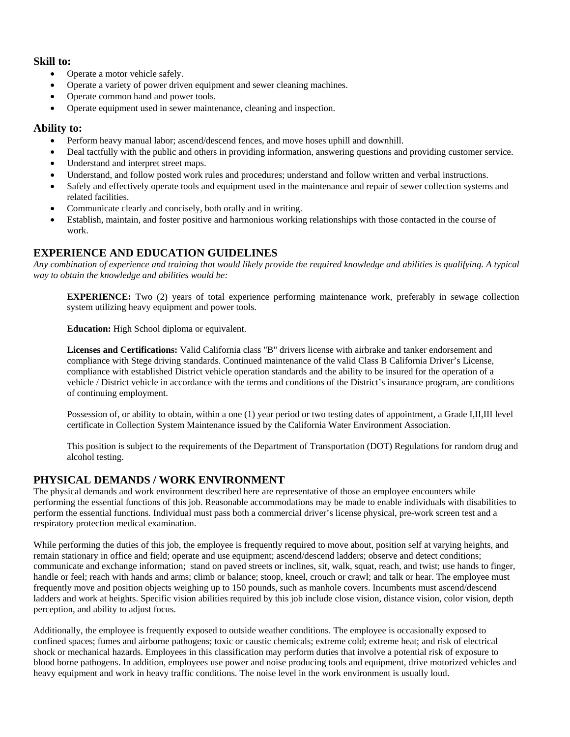### Skill to:

- Operate a motor vehicle safely.
- Operate a variety of power driven equipment and sewer cleaning machines.
- Operate common hand and power tools.
- Operate equipment used in sewer maintenance, cleaning and inspection.

### Ability to:

- Perform heavy manual labor; ascend/descend fences, and move hoses uphill and downhill.
- Deal tactfully with the public and others in providing information, answering questions and providing customer service.
- Understand and interpret street maps.
- Understand, and follow posted work rules and procedures; understand and follow written and verbal instructions.
- Safely and effectively operate tools and equipment used in the maintenance and repair of sewer collection systems and related facilities.
- Communicate clearly and concisely, both orally and in writing.
- Establish, maintain, and foster positive and harmonious working relationships with those contacted in the course of work.

## EXPERIENCE AND EDUCATION GUIDELINES

*Any combination of experience and training that would likely provide the required knowledge and abilities is qualifying. A typical way to obtain the knowledge and abilities would be:*

**EXPERIENCE:** Two (2) years of total experience performing maintenance work, preferably in sewage collection system utilizing heavy equipment and power tools.

**Education:** High School diploma or equivalent.

**Licenses and Certifications:** Valid California class "B" drivers license with airbrake and tanker endorsement and compliance with Stege driving standards. Continued maintenance of the valid Class B California Driver's License, compliance with established District vehicle operation standards and the ability to be insured for the operation of a vehicle / District vehicle in accordance with the terms and conditions of the District's insurance program, are conditions of continuing employment.

Possession of, or ability to obtain, within a one (1) year period or two testing dates of appointment, a Grade I,II,III level certificate in Collection System Maintenance issued by the California Water Environment Association.

This position is subject to the requirements of the Department of Transportation (DOT) Regulations for random drug and alcohol testing.

## PHYSICAL DEMANDS / WORK ENVIRONMENT

The physical demands and work environment described here are representative of those an employee encounters while performing the essential functions of this job. Reasonable accommodations may be made to enable individuals with disabilities to perform the essential functions. Individual must pass both a commercial driver's license physical, pre-work screen test and a respiratory protection medical examination.

While performing the duties of this job, the employee is frequently required to move about, position self at varying heights, and remain stationary in office and field; operate and use equipment; ascend/descend ladders; observe and detect conditions; communicate and exchange information; stand on paved streets or inclines, sit, walk, squat, reach, and twist; use hands to finger, handle or feel; reach with hands and arms; climb or balance; stoop, kneel, crouch or crawl; and talk or hear. The employee must frequently move and position objects weighing up to 150 pounds, such as manhole covers. Incumbents must ascend/descend ladders and work at heights. Specific vision abilities required by this job include close vision, distance vision, color vision, depth perception, and ability to adjust focus.

Additionally, the employee is frequently exposed to outside weather conditions. The employee is occasionally exposed to confined spaces; fumes and airborne pathogens; toxic or caustic chemicals; extreme cold; extreme heat; and risk of electrical shock or mechanical hazards. Employees in this classification may perform duties that involve a potential risk of exposure to blood borne pathogens. In addition, employees use power and noise producing tools and equipment, drive motorized vehicles and heavy equipment and work in heavy traffic conditions. The noise level in the work environment is usually loud.